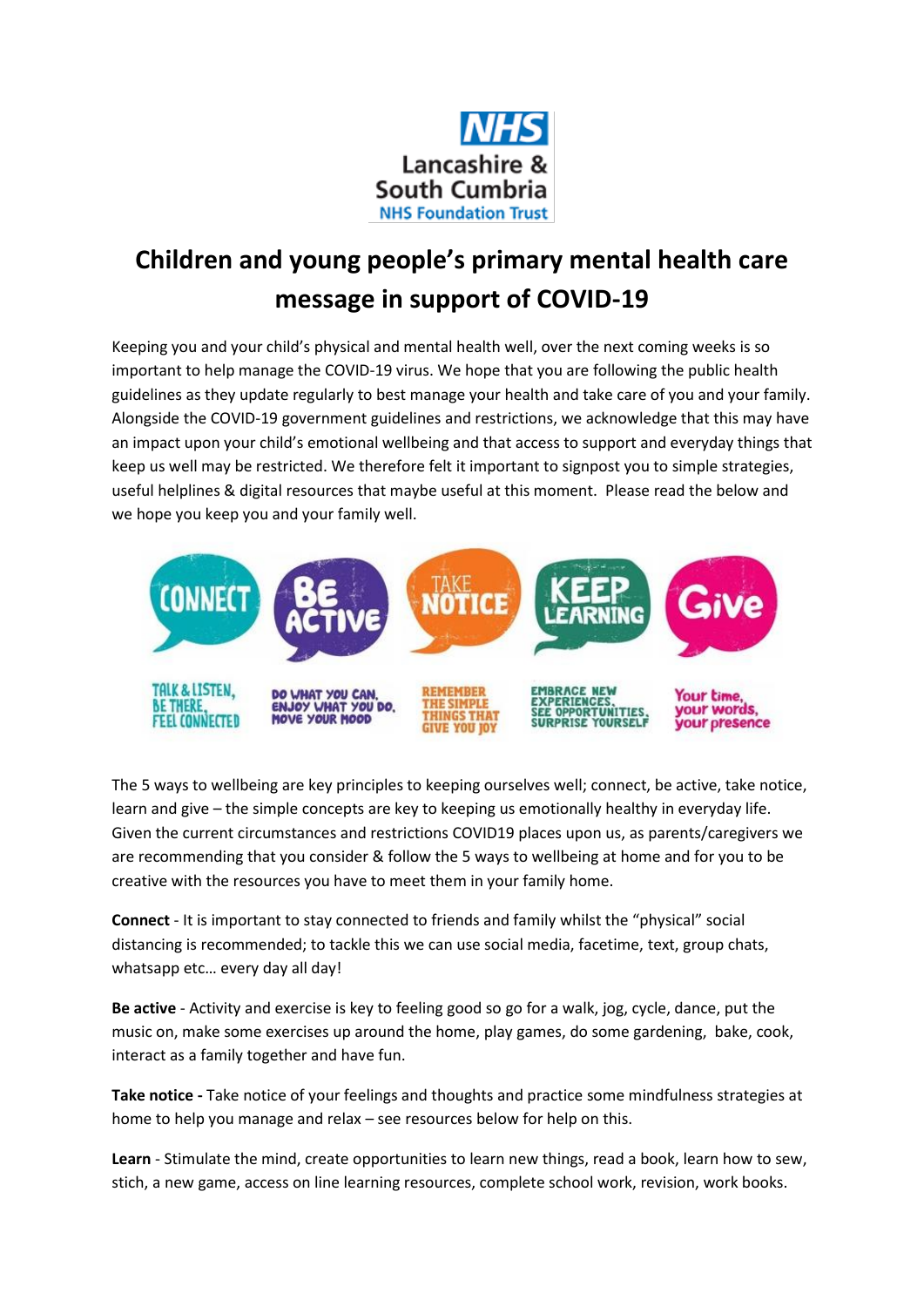NHS Lancashire & South Cumbria NHS Foundation Trust

# Children and young people's primary mental health care message in support of COVID-19

Keeping you and your child's physical and mental health well, over the next coming weeks is so important to help manage the COVID-19 virus. We hope that you are following the public health guidelines as they update regularly to best manage your health and take care of you and your family. Alongside the COVID-19 government guidelines and restrictions, we acknowledge that this may have an impact upon your child's emotional wellbeing and that access to support and everyday things that keep us well may be restricted. We therefore felt it important to signpost you to simple strategies, useful helplines & digital resources that maybe useful at this moment. Please read the below and we hope you keep you and your family well.

| CONNECT | BE ACTIVE | TAKE NOTICE | KEEP LEARNING | Give |
|---|---|---|---|---|
| TALK & LISTEN, BE THERE, FEEL CONNECTED | DO WHAT YOU CAN, ENJOY WHAT YOU DO, MOVE YOUR MOOD | REMEMBER THE SIMPLE THINGS THAT GIVE YOU JOY | EMBRACE NEW EXPERIENCES, SEE OPPORTUNITIES, SURPRISE YOURSELF | Your time, your words, your presence |

The 5 ways to wellbeing are key principles to keeping ourselves well; connect, be active, take notice, learn and give – the simple concepts are key to keeping us emotionally healthy in everyday life. Given the current circumstances and restrictions COVID19 places upon us, as parents/caregivers we are recommending that you consider & follow the 5 ways to wellbeing at home and for you to be creative with the resources you have to meet them in your family home.

**Connect** - It is important to stay connected to friends and family whilst the "physical" social distancing is recommended; to tackle this we can use social media, facetime, text, group chats, whatsapp etc… every day all day!

**Be active** - Activity and exercise is key to feeling good so go for a walk, jog, cycle, dance, put the music on, make some exercises up around the home, play games, do some gardening, bake, cook, interact as a family together and have fun.

**Take notice -** Take notice of your feelings and thoughts and practice some mindfulness strategies at home to help you manage and relax – see resources below for help on this.

**Learn** - Stimulate the mind, create opportunities to learn new things, read a book, learn how to sew, stich, a new game, access on line learning resources, complete school work, revision, work books.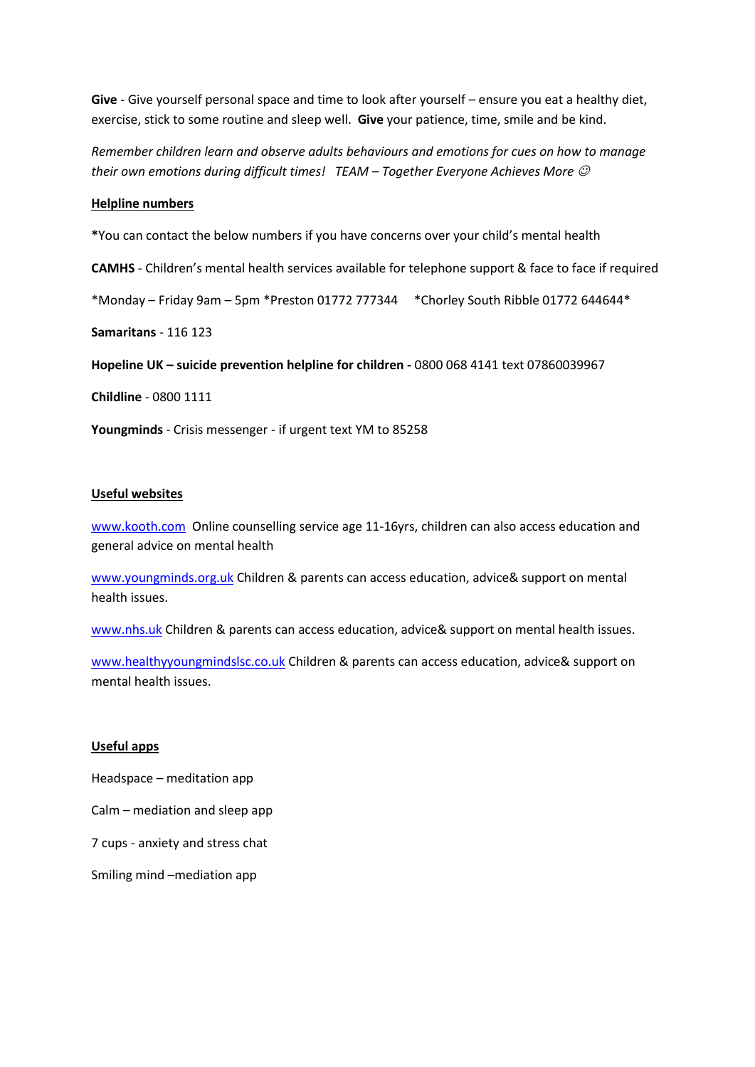**Give** - Give yourself personal space and time to look after yourself – ensure you eat a healthy diet, exercise, stick to some routine and sleep well. **Give** your patience, time, smile and be kind.

*Remember children learn and observe adults behaviours and emotions for cues on how to manage their own emotions during difficult times! TEAM – Together Everyone Achieves More ☺*

**Helpline numbers**

***You can contact the below numbers if you have concerns over your child's mental health**

**CAMHS** - Children's mental health services available for telephone support & face to face if required

*Monday – Friday 9am – 5pm *Preston 01772 777344 *Chorley South Ribble 01772 644644*

**Samaritans** - 116 123

**Hopeline UK – suicide prevention helpline for children -** 0800 068 4141 text 07860039967

**Childline** - 0800 1111

**Youngminds** - Crisis messenger - if urgent text YM to 85258

**Useful websites**

[www.kooth.com](http://www.kooth.com) Online counselling service age 11-16yrs, children can also access education and general advice on mental health

[www.youngminds.org.uk](http://www.youngminds.org.uk) Children & parents can access education, advice& support on mental health issues.

[www.nhs.uk](http://www.nhs.uk) Children & parents can access education, advice& support on mental health issues.

[www.healthyyoungmindslsc.co.uk](http://www.healthyyoungmindslsc.co.uk) Children & parents can access education, advice& support on mental health issues.

**Useful apps**

Headspace – meditation app

Calm – mediation and sleep app

7 cups - anxiety and stress chat

Smiling mind –mediation app